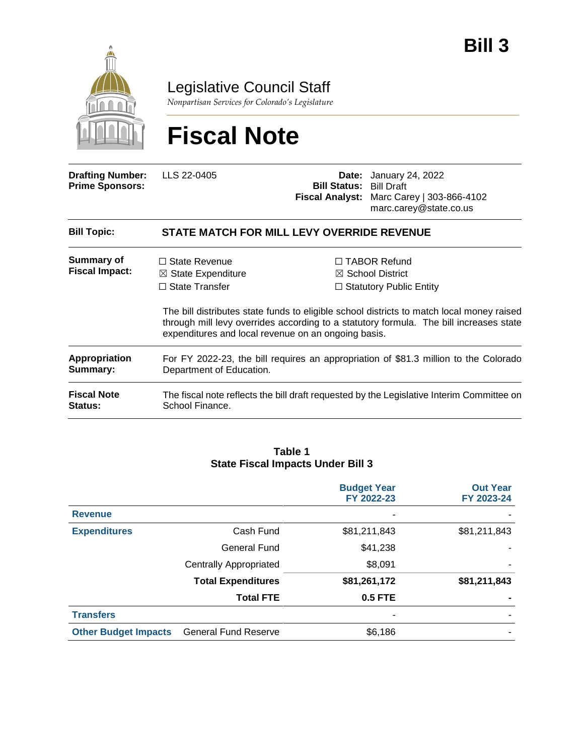# Bill 3

Legislative Council Staff

*Nonpartisan Services for Colorado's Legislature*

# Fiscal Note

| | | | |
|---|---|---|---|
| **Drafting Number:** | LLS 22-0405 | **Date:** | January 24, 2022 |
| **Prime Sponsors:** | | **Bill Status:** | Bill Draft |
| | | **Fiscal Analyst:** | Marc Carey \| 303-866-4102<br>marc.carey@state.co.us |

**Bill Topic:** STATE MATCH FOR MILL LEVY OVERRIDE REVENUE

**Summary of Fiscal Impact:**

☐ State Revenue
☒ State Expenditure
☐ State Transfer
☐ TABOR Refund
☒ School District
☐ Statutory Public Entity

The bill distributes state funds to eligible school districts to match local money raised through mill levy overrides according to a statutory formula. The bill increases state expenditures and local revenue on an ongoing basis.

**Appropriation Summary:** For FY 2022-23, the bill requires an appropriation of $81.3 million to the Colorado Department of Education.

**Fiscal Note Status:** The fiscal note reflects the bill draft requested by the Legislative Interim Committee on School Finance.

**Table 1**
**State Fiscal Impacts Under Bill 3**

| | | Budget Year FY 2022-23 | Out Year FY 2023-24 |
|---|---|---|---|
| **Revenue** | | - | - |
| **Expenditures** | Cash Fund | $81,211,843 | $81,211,843 |
| | General Fund | $41,238 | - |
| | Centrally Appropriated | $8,091 | - |
| | **Total Expenditures** | **$81,261,172** | **$81,211,843** |
| | **Total FTE** | **0.5 FTE** | **-** |
| **Transfers** | | - | - |
| **Other Budget Impacts** | General Fund Reserve | $6,186 | - |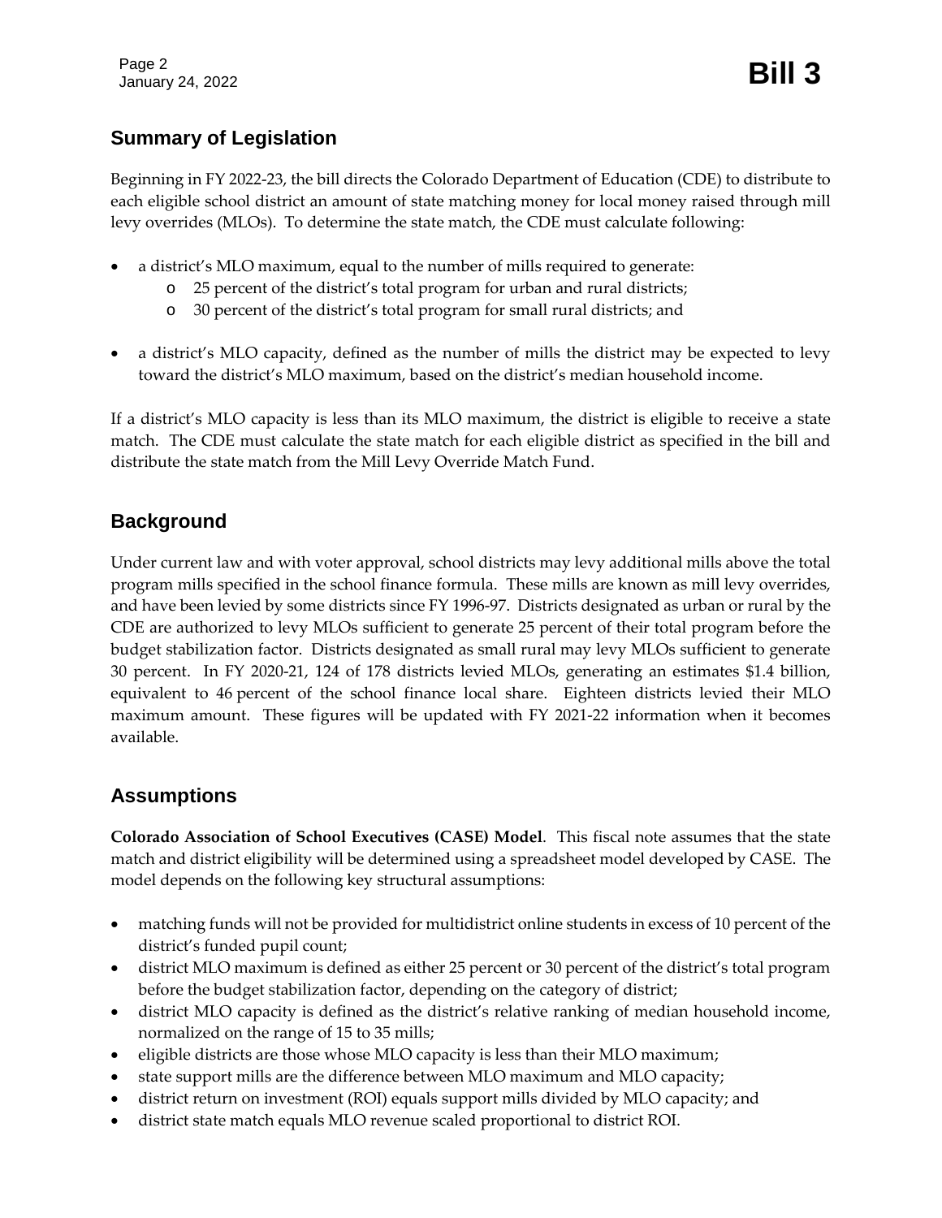## Summary of Legislation

Beginning in FY 2022-23, the bill directs the Colorado Department of Education (CDE) to distribute to each eligible school district an amount of state matching money for local money raised through mill levy overrides (MLOs). To determine the state match, the CDE must calculate following:

- a district's MLO maximum, equal to the number of mills required to generate:
  - 25 percent of the district's total program for urban and rural districts;
  - 30 percent of the district's total program for small rural districts; and
- a district's MLO capacity, defined as the number of mills the district may be expected to levy toward the district's MLO maximum, based on the district's median household income.

If a district's MLO capacity is less than its MLO maximum, the district is eligible to receive a state match. The CDE must calculate the state match for each eligible district as specified in the bill and distribute the state match from the Mill Levy Override Match Fund.

## Background

Under current law and with voter approval, school districts may levy additional mills above the total program mills specified in the school finance formula. These mills are known as mill levy overrides, and have been levied by some districts since FY 1996-97. Districts designated as urban or rural by the CDE are authorized to levy MLOs sufficient to generate 25 percent of their total program before the budget stabilization factor. Districts designated as small rural may levy MLOs sufficient to generate 30 percent. In FY 2020-21, 124 of 178 districts levied MLOs, generating an estimates $1.4 billion, equivalent to 46 percent of the school finance local share. Eighteen districts levied their MLO maximum amount. These figures will be updated with FY 2021-22 information when it becomes available.

## Assumptions

**Colorado Association of School Executives (CASE) Model**. This fiscal note assumes that the state match and district eligibility will be determined using a spreadsheet model developed by CASE. The model depends on the following key structural assumptions:

- matching funds will not be provided for multidistrict online students in excess of 10 percent of the district's funded pupil count;
- district MLO maximum is defined as either 25 percent or 30 percent of the district's total program before the budget stabilization factor, depending on the category of district;
- district MLO capacity is defined as the district's relative ranking of median household income, normalized on the range of 15 to 35 mills;
- eligible districts are those whose MLO capacity is less than their MLO maximum;
- state support mills are the difference between MLO maximum and MLO capacity;
- district return on investment (ROI) equals support mills divided by MLO capacity; and
- district state match equals MLO revenue scaled proportional to district ROI.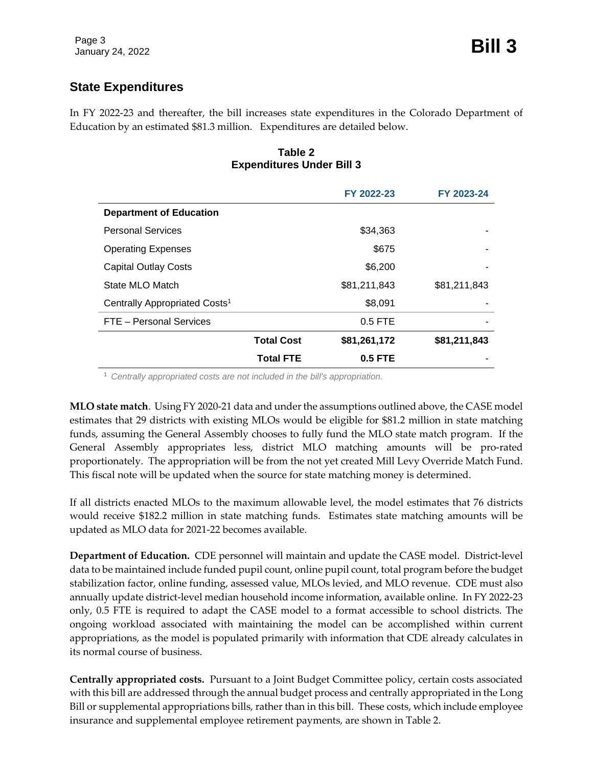## State Expenditures

In FY 2022-23 and thereafter, the bill increases state expenditures in the Colorado Department of Education by an estimated $81.3 million. Expenditures are detailed below.

**Table 2**
**Expenditures Under Bill 3**

| | FY 2022-23 | FY 2023-24 |
|---|---|---|
| **Department of Education** | | |
| Personal Services | $34,363 | - |
| Operating Expenses | $675 | - |
| Capital Outlay Costs | $6,200 | - |
| State MLO Match | $81,211,843 | $81,211,843 |
| Centrally Appropriated Costs[1] | $8,091 | - |
| FTE – Personal Services | 0.5 FTE | - |
| **Total Cost** | **$81,261,172** | **$81,211,843** |
| **Total FTE** | **0.5 FTE** | - |

[1] *Centrally appropriated costs are not included in the bill's appropriation.*

**MLO state match**. Using FY 2020-21 data and under the assumptions outlined above, the CASE model estimates that 29 districts with existing MLOs would be eligible for $81.2 million in state matching funds, assuming the General Assembly chooses to fully fund the MLO state match program. If the General Assembly appropriates less, district MLO matching amounts will be pro-rated proportionately. The appropriation will be from the not yet created Mill Levy Override Match Fund. This fiscal note will be updated when the source for state matching money is determined.

If all districts enacted MLOs to the maximum allowable level, the model estimates that 76 districts would receive $182.2 million in state matching funds. Estimates state matching amounts will be updated as MLO data for 2021-22 becomes available.

**Department of Education.** CDE personnel will maintain and update the CASE model. District-level data to be maintained include funded pupil count, online pupil count, total program before the budget stabilization factor, online funding, assessed value, MLOs levied, and MLO revenue. CDE must also annually update district-level median household income information, available online. In FY 2022-23 only, 0.5 FTE is required to adapt the CASE model to a format accessible to school districts. The ongoing workload associated with maintaining the model can be accomplished within current appropriations, as the model is populated primarily with information that CDE already calculates in its normal course of business.

**Centrally appropriated costs.** Pursuant to a Joint Budget Committee policy, certain costs associated with this bill are addressed through the annual budget process and centrally appropriated in the Long Bill or supplemental appropriations bills, rather than in this bill. These costs, which include employee insurance and supplemental employee retirement payments, are shown in Table 2.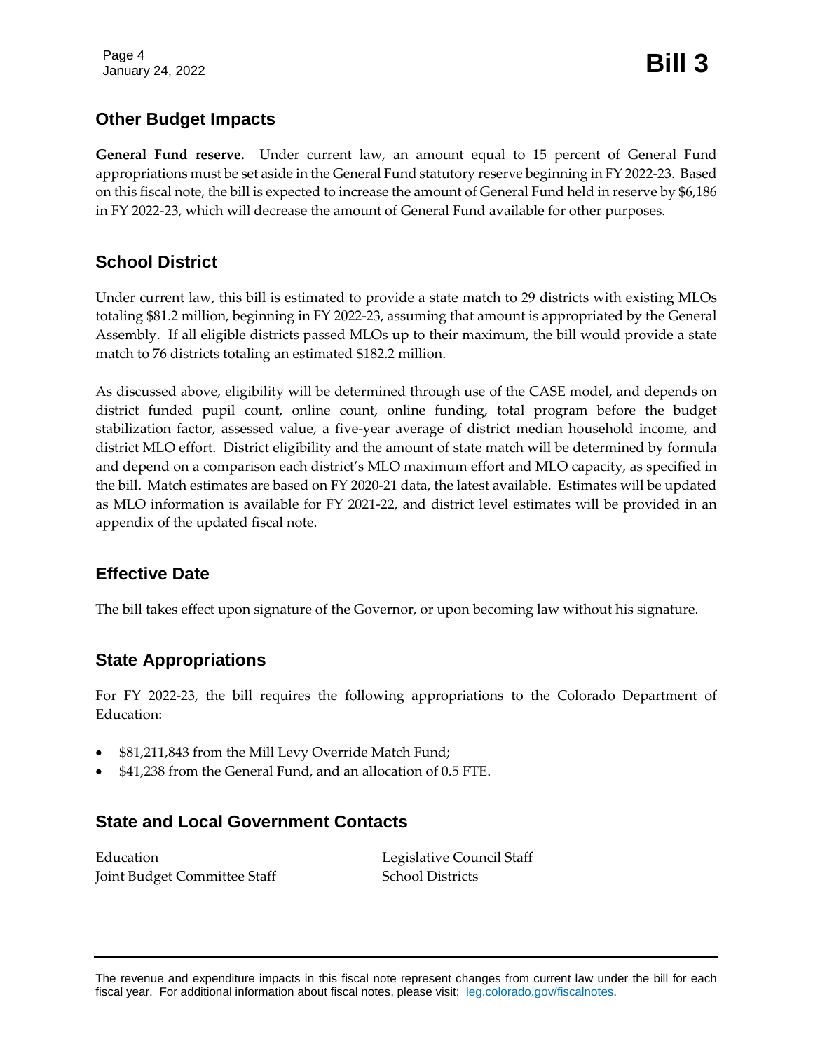## Other Budget Impacts

**General Fund reserve.** Under current law, an amount equal to 15 percent of General Fund appropriations must be set aside in the General Fund statutory reserve beginning in FY 2022-23. Based on this fiscal note, the bill is expected to increase the amount of General Fund held in reserve by $6,186 in FY 2022-23, which will decrease the amount of General Fund available for other purposes.

## School District

Under current law, this bill is estimated to provide a state match to 29 districts with existing MLOs totaling $81.2 million, beginning in FY 2022-23, assuming that amount is appropriated by the General Assembly. If all eligible districts passed MLOs up to their maximum, the bill would provide a state match to 76 districts totaling an estimated $182.2 million.

As discussed above, eligibility will be determined through use of the CASE model, and depends on district funded pupil count, online count, online funding, total program before the budget stabilization factor, assessed value, a five-year average of district median household income, and district MLO effort. District eligibility and the amount of state match will be determined by formula and depend on a comparison each district's MLO maximum effort and MLO capacity, as specified in the bill. Match estimates are based on FY 2020-21 data, the latest available. Estimates will be updated as MLO information is available for FY 2021-22, and district level estimates will be provided in an appendix of the updated fiscal note.

## Effective Date

The bill takes effect upon signature of the Governor, or upon becoming law without his signature.

## State Appropriations

For FY 2022-23, the bill requires the following appropriations to the Colorado Department of Education:

- $81,211,843 from the Mill Levy Override Match Fund;
- $41,238 from the General Fund, and an allocation of 0.5 FTE.

## State and Local Government Contacts

| | |
|---|---|
| Education | Legislative Council Staff |
| Joint Budget Committee Staff | School Districts |

The revenue and expenditure impacts in this fiscal note represent changes from current law under the bill for each fiscal year. For additional information about fiscal notes, please visit: leg.colorado.gov/fiscalnotes.